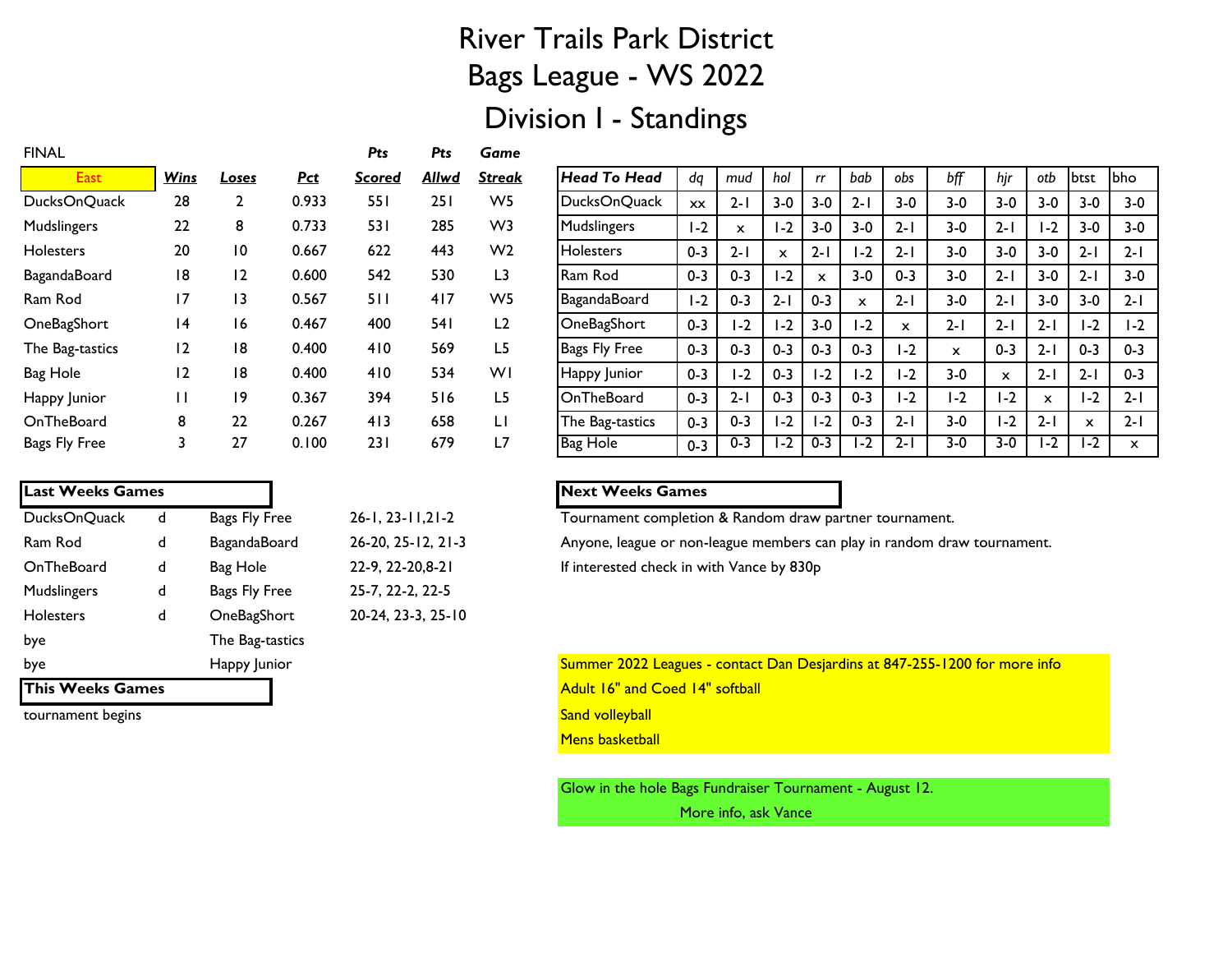# River Trails Park District
# Bags League - WS 2022
# Division 1 - Standings

FINAL

| East | Wins | Loses | Pct | Pts Scored | Pts Allwd | Game Streak |
|---|---|---|---|---|---|---|
| DucksOnQuack | 28 | 2 | 0.933 | 551 | 251 | W5 |
| Mudslingers | 22 | 8 | 0.733 | 531 | 285 | W3 |
| Holesters | 20 | 10 | 0.667 | 622 | 443 | W2 |
| BagandaBoard | 18 | 12 | 0.600 | 542 | 530 | L3 |
| Ram Rod | 17 | 13 | 0.567 | 511 | 417 | W5 |
| OneBagShort | 14 | 16 | 0.467 | 400 | 541 | L2 |
| The Bag-tastics | 12 | 18 | 0.400 | 410 | 569 | L5 |
| Bag Hole | 12 | 18 | 0.400 | 410 | 534 | W1 |
| Happy Junior | 11 | 19 | 0.367 | 394 | 516 | L5 |
| OnTheBoard | 8 | 22 | 0.267 | 413 | 658 | L1 |
| Bags Fly Free | 3 | 27 | 0.100 | 231 | 679 | L7 |

| Head To Head | dq | mud | hol | rr | bab | obs | bff | hjr | otb | btst | bho |
|---|---|---|---|---|---|---|---|---|---|---|---|
| DucksOnQuack | xx | 2-1 | 3-0 | 3-0 | 2-1 | 3-0 | 3-0 | 3-0 | 3-0 | 3-0 | 3-0 |
| Mudslingers | 1-2 | x | 1-2 | 3-0 | 3-0 | 2-1 | 3-0 | 2-1 | 1-2 | 3-0 | 3-0 |
| Holesters | 0-3 | 2-1 | x | 2-1 | 1-2 | 2-1 | 3-0 | 3-0 | 3-0 | 2-1 | 2-1 |
| Ram Rod | 0-3 | 0-3 | 1-2 | x | 3-0 | 0-3 | 3-0 | 2-1 | 3-0 | 2-1 | 3-0 |
| BagandaBoard | 1-2 | 0-3 | 2-1 | 0-3 | x | 2-1 | 3-0 | 2-1 | 3-0 | 3-0 | 2-1 |
| OneBagShort | 0-3 | 1-2 | 1-2 | 3-0 | 1-2 | x | 2-1 | 2-1 | 2-1 | 1-2 | 1-2 |
| Bags Fly Free | 0-3 | 0-3 | 0-3 | 0-3 | 0-3 | 1-2 | x | 0-3 | 2-1 | 0-3 | 0-3 |
| Happy Junior | 0-3 | 1-2 | 0-3 | 1-2 | 1-2 | 1-2 | 3-0 | x | 2-1 | 2-1 | 0-3 |
| OnTheBoard | 0-3 | 2-1 | 0-3 | 0-3 | 0-3 | 1-2 | 1-2 | 1-2 | x | 1-2 | 2-1 |
| The Bag-tastics | 0-3 | 0-3 | 1-2 | 1-2 | 0-3 | 2-1 | 3-0 | 1-2 | 2-1 | x | 2-1 |
| Bag Hole | 0-3 | 0-3 | 1-2 | 0-3 | 1-2 | 2-1 | 3-0 | 3-0 | 1-2 | 1-2 | x |

**Last Weeks Games**

| | | | |
|---|---|---|---|
| DucksOnQuack | d | Bags Fly Free | 26-1, 23-11,21-2 |
| Ram Rod | d | BagandaBoard | 26-20, 25-12, 21-3 |
| OnTheBoard | d | Bag Hole | 22-9, 22-20,8-21 |
| Mudslingers | d | Bags Fly Free | 25-7, 22-2, 22-5 |
| Holesters | d | OneBagShort | 20-24, 23-3, 25-10 |
| bye | | The Bag-tastics | |
| bye | | Happy Junior | |

**This Weeks Games**

tournament begins

**Next Weeks Games**

Tournament completion & Random draw partner tournament.

Anyone, league or non-league members can play in random draw tournament.

If interested check in with Vance by 830p

Summer 2022 Leagues - contact Dan Desjardins at 847-255-1200 for more info

Adult 16" and Coed 14" softball

Sand volleyball

Mens basketball

Glow in the hole Bags Fundraiser Tournament - August 12.

More info, ask Vance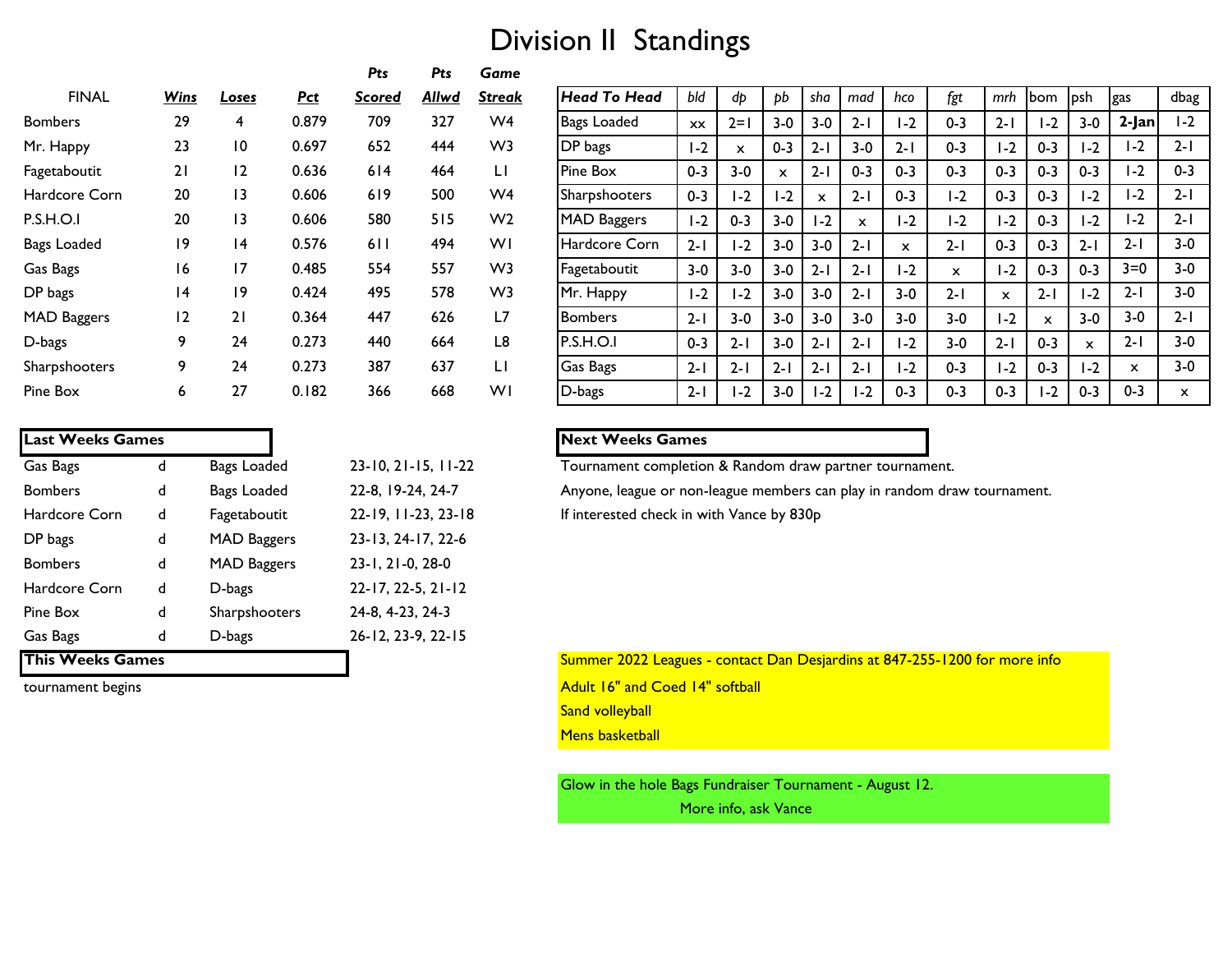# Division II Standings

| FINAL | *Wins* | *Loses* | *Pct* | *Pts Scored* | *Pts Allwd* | *Game Streak* |
|---|---|---|---|---|---|---|
| Bombers | 29 | 4 | 0.879 | 709 | 327 | W4 |
| Mr. Happy | 23 | 10 | 0.697 | 652 | 444 | W3 |
| Fagetaboutit | 21 | 12 | 0.636 | 614 | 464 | L1 |
| Hardcore Corn | 20 | 13 | 0.606 | 619 | 500 | W4 |
| P.S.H.O.I | 20 | 13 | 0.606 | 580 | 515 | W2 |
| Bags Loaded | 19 | 14 | 0.576 | 611 | 494 | W1 |
| Gas Bags | 16 | 17 | 0.485 | 554 | 557 | W3 |
| DP bags | 14 | 19 | 0.424 | 495 | 578 | W3 |
| MAD Baggers | 12 | 21 | 0.364 | 447 | 626 | L7 |
| D-bags | 9 | 24 | 0.273 | 440 | 664 | L8 |
| Sharpshooters | 9 | 24 | 0.273 | 387 | 637 | L1 |
| Pine Box | 6 | 27 | 0.182 | 366 | 668 | W1 |

| ***Head To Head*** | *bld* | *dp* | *pb* | *sha* | *mad* | *hco* | *fgt* | *mrh* | bom | psh | gas | dbag |
|---|---|---|---|---|---|---|---|---|---|---|---|---|
| Bags Loaded | xx | 2=1 | 3-0 | 3-0 | 2-1 | 1-2 | 0-3 | 2-1 | 1-2 | 3-0 | **2-Jan** | 1-2 |
| DP bags | 1-2 | x | 0-3 | 2-1 | 3-0 | 2-1 | 0-3 | 1-2 | 0-3 | 1-2 | 1-2 | 2-1 |
| Pine Box | 0-3 | 3-0 | x | 2-1 | 0-3 | 0-3 | 0-3 | 0-3 | 0-3 | 0-3 | 1-2 | 0-3 |
| Sharpshooters | 0-3 | 1-2 | 1-2 | x | 2-1 | 0-3 | 1-2 | 0-3 | 0-3 | 1-2 | 1-2 | 2-1 |
| MAD Baggers | 1-2 | 0-3 | 3-0 | 1-2 | x | 1-2 | 1-2 | 1-2 | 0-3 | 1-2 | 1-2 | 2-1 |
| Hardcore Corn | 2-1 | 1-2 | 3-0 | 3-0 | 2-1 | x | 2-1 | 0-3 | 0-3 | 2-1 | 2-1 | 3-0 |
| Fagetaboutit | 3-0 | 3-0 | 3-0 | 2-1 | 2-1 | 1-2 | x | 1-2 | 0-3 | 0-3 | 3=0 | 3-0 |
| Mr. Happy | 1-2 | 1-2 | 3-0 | 3-0 | 2-1 | 3-0 | 2-1 | x | 2-1 | 1-2 | 2-1 | 3-0 |
| Bombers | 2-1 | 3-0 | 3-0 | 3-0 | 3-0 | 3-0 | 3-0 | 1-2 | x | 3-0 | 3-0 | 2-1 |
| P.S.H.O.I | 0-3 | 2-1 | 3-0 | 2-1 | 2-1 | 1-2 | 3-0 | 2-1 | 0-3 | x | 2-1 | 3-0 |
| Gas Bags | 2-1 | 2-1 | 2-1 | 2-1 | 2-1 | 1-2 | 0-3 | 1-2 | 0-3 | 1-2 | x | 3-0 |
| D-bags | 2-1 | 1-2 | 3-0 | 1-2 | 1-2 | 0-3 | 0-3 | 0-3 | 1-2 | 0-3 | 0-3 | x |

**Last Weeks Games**

| | | | |
|---|---|---|---|
| Gas Bags | d | Bags Loaded | 23-10, 21-15, 11-22 |
| Bombers | d | Bags Loaded | 22-8, 19-24, 24-7 |
| Hardcore Corn | d | Fagetaboutit | 22-19, 11-23, 23-18 |
| DP bags | d | MAD Baggers | 23-13, 24-17, 22-6 |
| Bombers | d | MAD Baggers | 23-1, 21-0, 28-0 |
| Hardcore Corn | d | D-bags | 22-17, 22-5, 21-12 |
| Pine Box | d | Sharpshooters | 24-8, 4-23, 24-3 |
| Gas Bags | d | D-bags | 26-12, 23-9, 22-15 |

**This Weeks Games**

tournament begins

**Next Weeks Games**

Tournament completion & Random draw partner tournament.

Anyone, league or non-league members can play in random draw tournament.

If interested check in with Vance by 830p

Summer 2022 Leagues - contact Dan Desjardins at 847-255-1200 for more info

Adult 16" and Coed 14" softball

Sand volleyball

Mens basketball

Glow in the hole Bags Fundraiser Tournament - August 12.

More info, ask Vance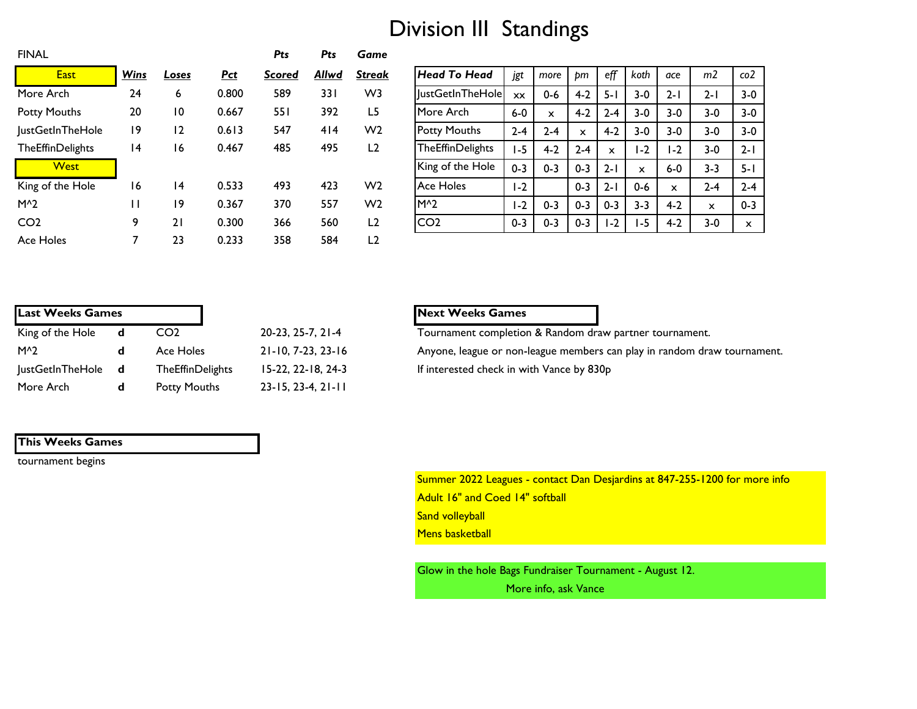# Division III Standings

FINAL

| East | Wins | Loses | Pct | Pts Scored | Pts Allwd | Game Streak |
|---|---|---|---|---|---|---|
| More Arch | 24 | 6 | 0.800 | 589 | 331 | W3 |
| Potty Mouths | 20 | 10 | 0.667 | 551 | 392 | L5 |
| JustGetInTheHole | 19 | 12 | 0.613 | 547 | 414 | W2 |
| TheEffinDelights | 14 | 16 | 0.467 | 485 | 495 | L2 |
| **West** | | | | | | |
| King of the Hole | 16 | 14 | 0.533 | 493 | 423 | W2 |
| M^2 | 11 | 19 | 0.367 | 370 | 557 | W2 |
| CO2 | 9 | 21 | 0.300 | 366 | 560 | L2 |
| Ace Holes | 7 | 23 | 0.233 | 358 | 584 | L2 |

| Head To Head | jgt | more | pm | eff | koth | ace | m2 | co2 |
|---|---|---|---|---|---|---|---|---|
| JustGetInTheHole | xx | 0-6 | 4-2 | 5-1 | 3-0 | 2-1 | 2-1 | 3-0 |
| More Arch | 6-0 | x | 4-2 | 2-4 | 3-0 | 3-0 | 3-0 | 3-0 |
| Potty Mouths | 2-4 | 2-4 | x | 4-2 | 3-0 | 3-0 | 3-0 | 3-0 |
| TheEffinDelights | 1-5 | 4-2 | 2-4 | x | 1-2 | 1-2 | 3-0 | 2-1 |
| King of the Hole | 0-3 | 0-3 | 0-3 | 2-1 | x | 6-0 | 3-3 | 5-1 |
| Ace Holes | 1-2 | | 0-3 | 2-1 | 0-6 | x | 2-4 | 2-4 |
| M^2 | 1-2 | 0-3 | 0-3 | 0-3 | 3-3 | 4-2 | x | 0-3 |
| CO2 | 0-3 | 0-3 | 0-3 | 1-2 | 1-5 | 4-2 | 3-0 | x |

**Last Weeks Games**

| | | | |
|---|---|---|---|
| King of the Hole | **d** | CO2 | 20-23, 25-7, 21-4 |
| M^2 | **d** | Ace Holes | 21-10, 7-23, 23-16 |
| JustGetInTheHole | **d** | TheEffinDelights | 15-22, 22-18, 24-3 |
| More Arch | **d** | Potty Mouths | 23-15, 23-4, 21-11 |

**Next Weeks Games**

Tournament completion & Random draw partner tournament.

Anyone, league or non-league members can play in random draw tournament.

If interested check in with Vance by 830p

**This Weeks Games**

tournament begins

Summer 2022 Leagues - contact Dan Desjardins at 847-255-1200 for more info

Adult 16" and Coed 14" softball

Sand volleyball

Mens basketball

Glow in the hole Bags Fundraiser Tournament - August 12.

More info, ask Vance